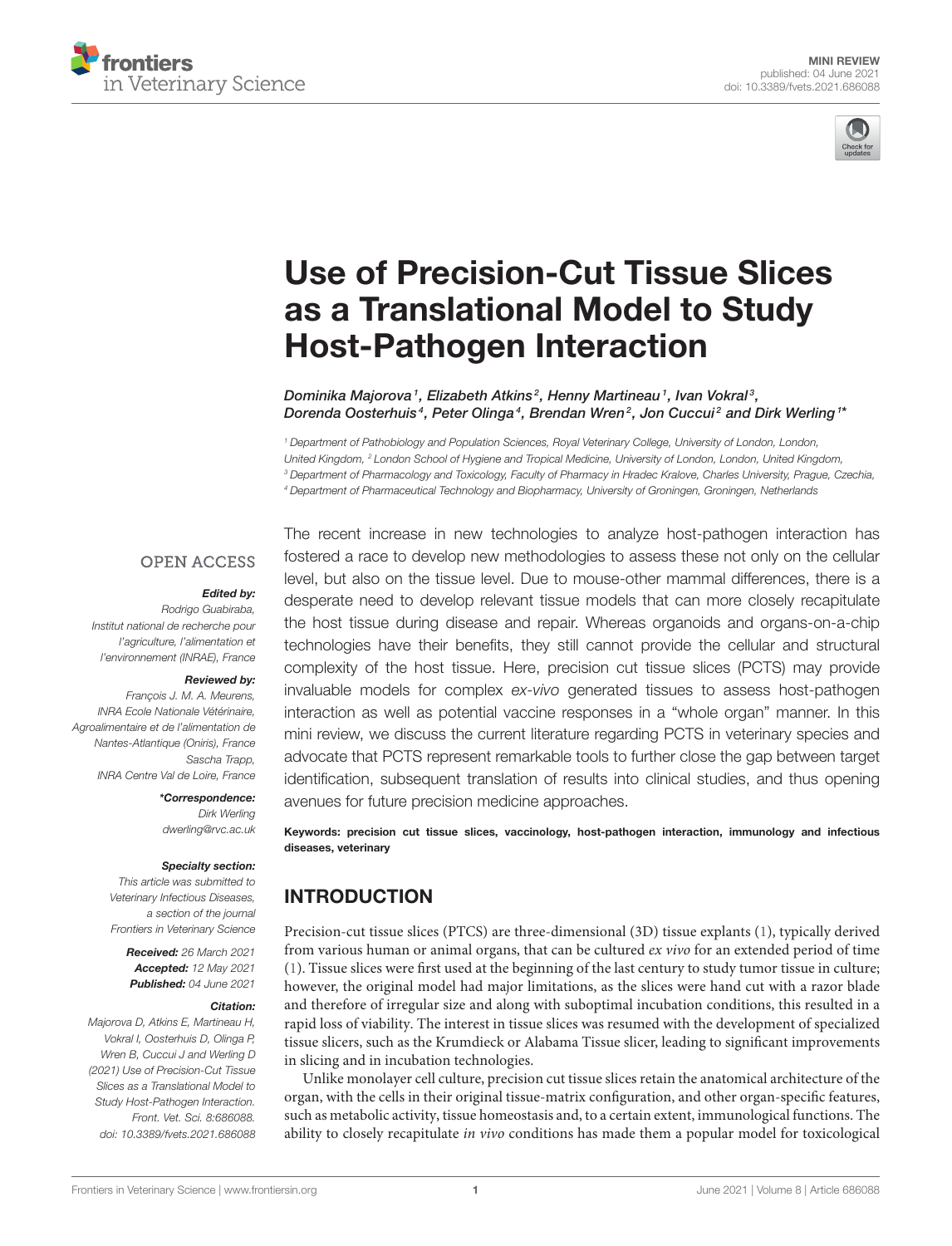MINI REVIEW
published: 04 June 2021
doi: 10.3389/fvets.2021.686088

# Use of Precision-Cut Tissue Slices as a Translational Model to Study Host-Pathogen Interaction

*Dominika Majorova[1], Elizabeth Atkins[2], Henny Martineau[1], Ivan Vokral[3], Dorenda Oosterhuis[4], Peter Olinga[4], Brendan Wren[2], Jon Cuccui[2] and Dirk Werling[1]\**

[1] Department of Pathobiology and Population Sciences, Royal Veterinary College, University of London, London, United Kingdom, [2] London School of Hygiene and Tropical Medicine, University of London, London, United Kingdom, [3] Department of Pharmacology and Toxicology, Faculty of Pharmacy in Hradec Kralove, Charles University, Prague, Czechia, [4] Department of Pharmaceutical Technology and Biopharmacy, University of Groningen, Groningen, Netherlands

OPEN ACCESS

***Edited by:***
*Rodrigo Guabiraba,*
*Institut national de recherche pour l'agriculture, l'alimentation et l'environnement (INRAE), France*

***Reviewed by:***
*François J. M. A. Meurens,*
*INRA Ecole Nationale Vétérinaire, Agroalimentaire et de l'alimentation de Nantes-Atlantique (Oniris), France*
*Sascha Trapp,*
*INRA Centre Val de Loire, France*

***\*Correspondence:***
*Dirk Werling*
*dwerling@rvc.ac.uk*

***Specialty section:***
*This article was submitted to Veterinary Infectious Diseases, a section of the journal Frontiers in Veterinary Science*

***Received:*** *26 March 2021*
***Accepted:*** *12 May 2021*
***Published:*** *04 June 2021*

***Citation:***
*Majorova D, Atkins E, Martineau H, Vokral I, Oosterhuis D, Olinga P, Wren B, Cuccui J and Werling D (2021) Use of Precision-Cut Tissue Slices as a Translational Model to Study Host-Pathogen Interaction. Front. Vet. Sci. 8:686088. doi: 10.3389/fvets.2021.686088*

The recent increase in new technologies to analyze host-pathogen interaction has fostered a race to develop new methodologies to assess these not only on the cellular level, but also on the tissue level. Due to mouse-other mammal differences, there is a desperate need to develop relevant tissue models that can more closely recapitulate the host tissue during disease and repair. Whereas organoids and organs-on-a-chip technologies have their benefits, they still cannot provide the cellular and structural complexity of the host tissue. Here, precision cut tissue slices (PCTS) may provide invaluable models for complex *ex-vivo* generated tissues to assess host-pathogen interaction as well as potential vaccine responses in a "whole organ" manner. In this mini review, we discuss the current literature regarding PCTS in veterinary species and advocate that PCTS represent remarkable tools to further close the gap between target identification, subsequent translation of results into clinical studies, and thus opening avenues for future precision medicine approaches.

**Keywords: precision cut tissue slices, vaccinology, host-pathogen interaction, immunology and infectious diseases, veterinary**

## INTRODUCTION

Precision-cut tissue slices (PTCS) are three-dimensional (3D) tissue explants (1), typically derived from various human or animal organs, that can be cultured *ex vivo* for an extended period of time (1). Tissue slices were first used at the beginning of the last century to study tumor tissue in culture; however, the original model had major limitations, as the slices were hand cut with a razor blade and therefore of irregular size and along with suboptimal incubation conditions, this resulted in a rapid loss of viability. The interest in tissue slices was resumed with the development of specialized tissue slicers, such as the Krumdieck or Alabama Tissue slicer, leading to significant improvements in slicing and in incubation technologies.

Unlike monolayer cell culture, precision cut tissue slices retain the anatomical architecture of the organ, with the cells in their original tissue-matrix configuration, and other organ-specific features, such as metabolic activity, tissue homeostasis and, to a certain extent, immunological functions. The ability to closely recapitulate *in vivo* conditions has made them a popular model for toxicological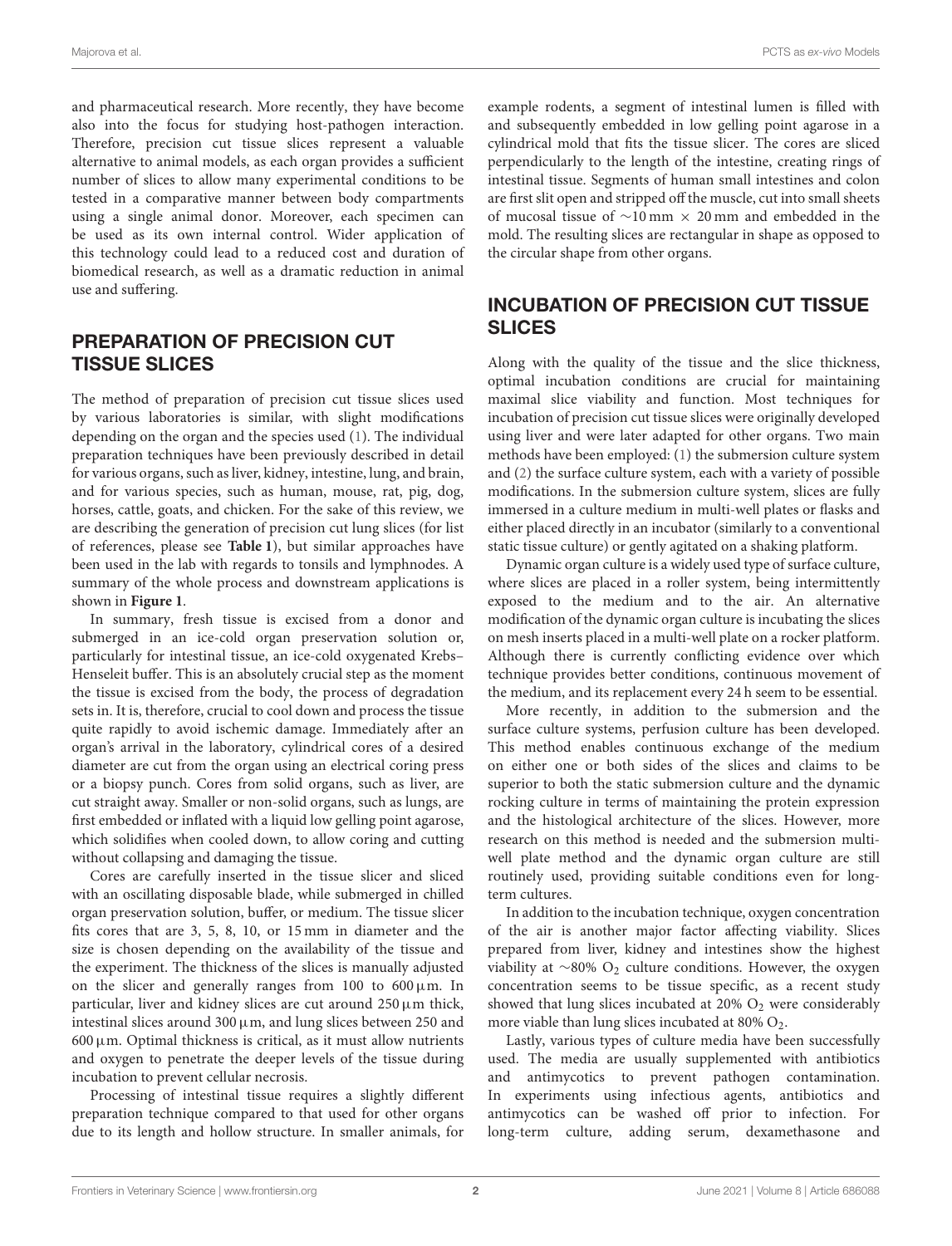and pharmaceutical research. More recently, they have become also into the focus for studying host-pathogen interaction. Therefore, precision cut tissue slices represent a valuable alternative to animal models, as each organ provides a sufficient number of slices to allow many experimental conditions to be tested in a comparative manner between body compartments using a single animal donor. Moreover, each specimen can be used as its own internal control. Wider application of this technology could lead to a reduced cost and duration of biomedical research, as well as a dramatic reduction in animal use and suffering.

## PREPARATION OF PRECISION CUT TISSUE SLICES

The method of preparation of precision cut tissue slices used by various laboratories is similar, with slight modifications depending on the organ and the species used (1). The individual preparation techniques have been previously described in detail for various organs, such as liver, kidney, intestine, lung, and brain, and for various species, such as human, mouse, rat, pig, dog, horses, cattle, goats, and chicken. For the sake of this review, we are describing the generation of precision cut lung slices (for list of references, please see **Table 1**), but similar approaches have been used in the lab with regards to tonsils and lymphnodes. A summary of the whole process and downstream applications is shown in **Figure 1**.

In summary, fresh tissue is excised from a donor and submerged in an ice-cold organ preservation solution or, particularly for intestinal tissue, an ice-cold oxygenated Krebs–Henseleit buffer. This is an absolutely crucial step as the moment the tissue is excised from the body, the process of degradation sets in. It is, therefore, crucial to cool down and process the tissue quite rapidly to avoid ischemic damage. Immediately after an organ's arrival in the laboratory, cylindrical cores of a desired diameter are cut from the organ using an electrical coring press or a biopsy punch. Cores from solid organs, such as liver, are cut straight away. Smaller or non-solid organs, such as lungs, are first embedded or inflated with a liquid low gelling point agarose, which solidifies when cooled down, to allow coring and cutting without collapsing and damaging the tissue.

Cores are carefully inserted in the tissue slicer and sliced with an oscillating disposable blade, while submerged in chilled organ preservation solution, buffer, or medium. The tissue slicer fits cores that are 3, 5, 8, 10, or 15 mm in diameter and the size is chosen depending on the availability of the tissue and the experiment. The thickness of the slices is manually adjusted on the slicer and generally ranges from 100 to 600 μm. In particular, liver and kidney slices are cut around 250 μm thick, intestinal slices around 300 μm, and lung slices between 250 and 600 μm. Optimal thickness is critical, as it must allow nutrients and oxygen to penetrate the deeper levels of the tissue during incubation to prevent cellular necrosis.

Processing of intestinal tissue requires a slightly different preparation technique compared to that used for other organs due to its length and hollow structure. In smaller animals, for example rodents, a segment of intestinal lumen is filled with and subsequently embedded in low gelling point agarose in a cylindrical mold that fits the tissue slicer. The cores are sliced perpendicularly to the length of the intestine, creating rings of intestinal tissue. Segments of human small intestines and colon are first slit open and stripped off the muscle, cut into small sheets of mucosal tissue of ∼10 mm × 20 mm and embedded in the mold. The resulting slices are rectangular in shape as opposed to the circular shape from other organs.

## INCUBATION OF PRECISION CUT TISSUE SLICES

Along with the quality of the tissue and the slice thickness, optimal incubation conditions are crucial for maintaining maximal slice viability and function. Most techniques for incubation of precision cut tissue slices were originally developed using liver and were later adapted for other organs. Two main methods have been employed: (1) the submersion culture system and (2) the surface culture system, each with a variety of possible modifications. In the submersion culture system, slices are fully immersed in a culture medium in multi-well plates or flasks and either placed directly in an incubator (similarly to a conventional static tissue culture) or gently agitated on a shaking platform.

Dynamic organ culture is a widely used type of surface culture, where slices are placed in a roller system, being intermittently exposed to the medium and to the air. An alternative modification of the dynamic organ culture is incubating the slices on mesh inserts placed in a multi-well plate on a rocker platform. Although there is currently conflicting evidence over which technique provides better conditions, continuous movement of the medium, and its replacement every 24 h seem to be essential.

More recently, in addition to the submersion and the surface culture systems, perfusion culture has been developed. This method enables continuous exchange of the medium on either one or both sides of the slices and claims to be superior to both the static submersion culture and the dynamic rocking culture in terms of maintaining the protein expression and the histological architecture of the slices. However, more research on this method is needed and the submersion multi-well plate method and the dynamic organ culture are still routinely used, providing suitable conditions even for long-term cultures.

In addition to the incubation technique, oxygen concentration of the air is another major factor affecting viability. Slices prepared from liver, kidney and intestines show the highest viability at ∼80% $O_2$ culture conditions. However, the oxygen concentration seems to be tissue specific, as a recent study showed that lung slices incubated at 20% $O_2$ were considerably more viable than lung slices incubated at 80% $O_2$.

Lastly, various types of culture media have been successfully used. The media are usually supplemented with antibiotics and antimycotics to prevent pathogen contamination. In experiments using infectious agents, antibiotics and antimycotics can be washed off prior to infection. For long-term culture, adding serum, dexamethasone and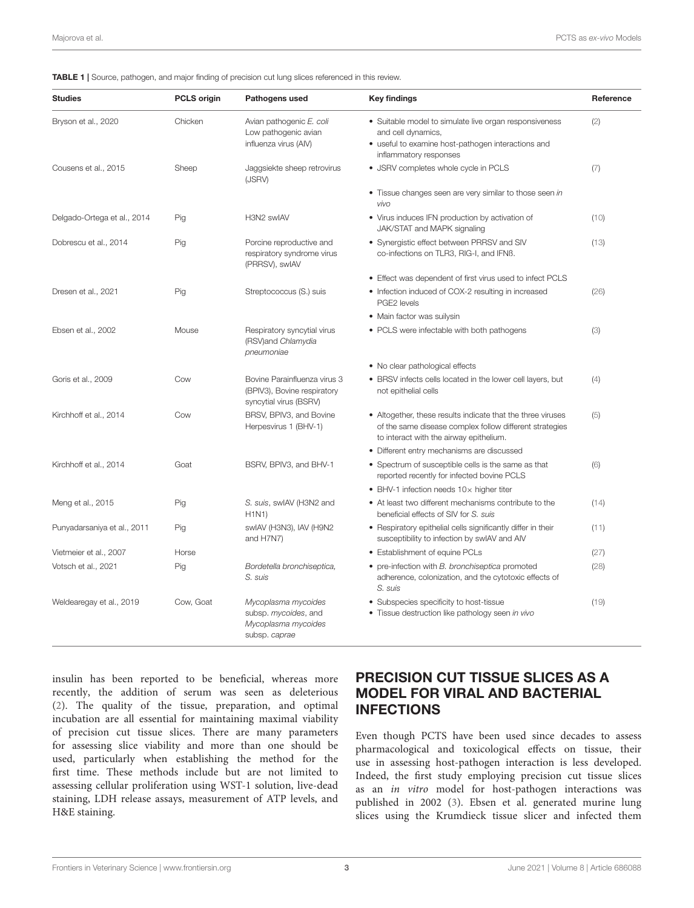**TABLE 1 |** Source, pathogen, and major finding of precision cut lung slices referenced in this review.

| Studies | PCLS origin | Pathogens used | Key findings | Reference |
|---|---|---|---|---|
| Bryson et al., 2020 | Chicken | Avian pathogenic *E. coli* Low pathogenic avian influenza virus (AIV) | • Suitable model to simulate live organ responsiveness and cell dynamics, • useful to examine host-pathogen interactions and inflammatory responses | (2) |
| Cousens et al., 2015 | Sheep | Jaggsiekte sheep retrovirus (JSRV) | • JSRV completes whole cycle in PCLS • Tissue changes seen are very similar to those seen *in vivo* | (7) |
| Delgado-Ortega et al., 2014 | Pig | H3N2 swIAV | • Virus induces IFN production by activation of JAK/STAT and MAPK signaling | (10) |
| Dobrescu et al., 2014 | Pig | Porcine reproductive and respiratory syndrome virus (PRRSV), swIAV | • Synergistic effect between PRRSV and SIV co-infections on TLR3, RIG-I, and IFNß. • Effect was dependent of first virus used to infect PCLS | (13) |
| Dresen et al., 2021 | Pig | Streptococcus (S.) suis | • Infection induced of COX-2 resulting in increased PGE2 levels • Main factor was suilysin | (26) |
| Ebsen et al., 2002 | Mouse | Respiratory syncytial virus (RSV)and *Chlamydia pneumoniae* | • PCLS were infectable with both pathogens • No clear pathological effects | (3) |
| Goris et al., 2009 | Cow | Bovine Parainfluenza virus 3 (BPIV3), Bovine respiratory syncytial virus (BSRV) | • BRSV infects cells located in the lower cell layers, but not epithelial cells | (4) |
| Kirchhoff et al., 2014 | Cow | BRSV, BPIV3, and Bovine Herpesvirus 1 (BHV-1) | • Altogether, these results indicate that the three viruses of the same disease complex follow different strategies to interact with the airway epithelium. • Different entry mechanisms are discussed | (5) |
| Kirchhoff et al., 2014 | Goat | BSRV, BPIV3, and BHV-1 | • Spectrum of susceptible cells is the same as that reported recently for infected bovine PCLS • BHV-1 infection needs 10× higher titer | (6) |
| Meng et al., 2015 | Pig | *S. suis*, swIAV (H3N2 and H1N1) | • At least two different mechanisms contribute to the beneficial effects of SIV for *S. suis* | (14) |
| Punyadarsaniya et al., 2011 | Pig | swIAV (H3N3), IAV (H9N2 and H7N7) | • Respiratory epithelial cells significantly differ in their susceptibility to infection by swIAV and AIV | (11) |
| Vietmeier et al., 2007 | Horse | | • Establishment of equine PCLs | (27) |
| Votsch et al., 2021 | Pig | *Bordetella bronchiseptica, S. suis* | • pre-infection with *B. bronchiseptica* promoted adherence, colonization, and the cytotoxic effects of *S. suis* | (28) |
| Weldearegay et al., 2019 | Cow, Goat | *Mycoplasma mycoides* subsp. *mycoides*, and *Mycoplasma mycoides* subsp. *caprae* | • Subspecies specificity to host-tissue • Tissue destruction like pathology seen *in vivo* | (19) |

insulin has been reported to be beneficial, whereas more recently, the addition of serum was seen as deleterious (2). The quality of the tissue, preparation, and optimal incubation are all essential for maintaining maximal viability of precision cut tissue slices. There are many parameters for assessing slice viability and more than one should be used, particularly when establishing the method for the first time. These methods include but are not limited to assessing cellular proliferation using WST-1 solution, live-dead staining, LDH release assays, measurement of ATP levels, and H&E staining.

## PRECISION CUT TISSUE SLICES AS A MODEL FOR VIRAL AND BACTERIAL INFECTIONS

Even though PCTS have been used since decades to assess pharmacological and toxicological effects on tissue, their use in assessing host-pathogen interaction is less developed. Indeed, the first study employing precision cut tissue slices as an *in vitro* model for host-pathogen interactions was published in 2002 (3). Ebsen et al. generated murine lung slices using the Krumdieck tissue slicer and infected them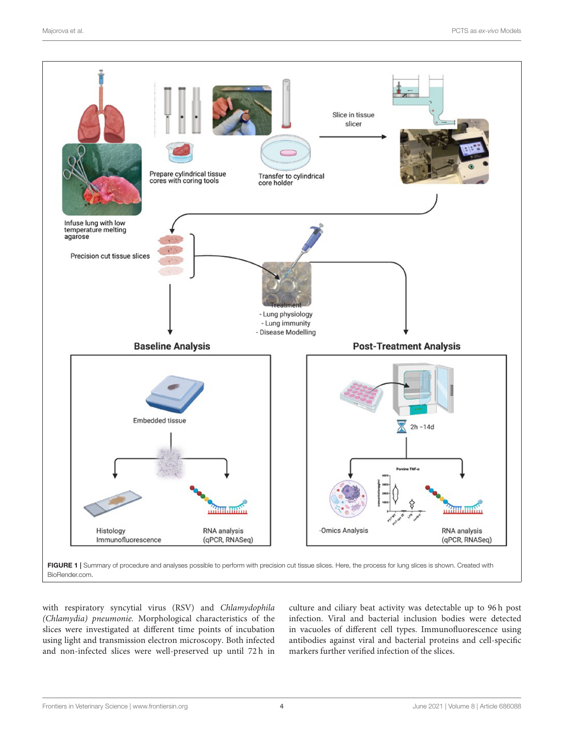FIGURE 1 | Summary of procedure and analyses possible to perform with precision cut tissue slices. Here, the process for lung slices is shown. Created with BioRender.com.

with respiratory syncytial virus (RSV) and *Chlamydophila (Chlamydia) pneumonie*. Morphological characteristics of the slices were investigated at different time points of incubation using light and transmission electron microscopy. Both infected and non-infected slices were well-preserved up until 72 h in culture and ciliary beat activity was detectable up to 96 h post infection. Viral and bacterial inclusion bodies were detected in vacuoles of different cell types. Immunofluorescence using antibodies against viral and bacterial proteins and cell-specific markers further verified infection of the slices.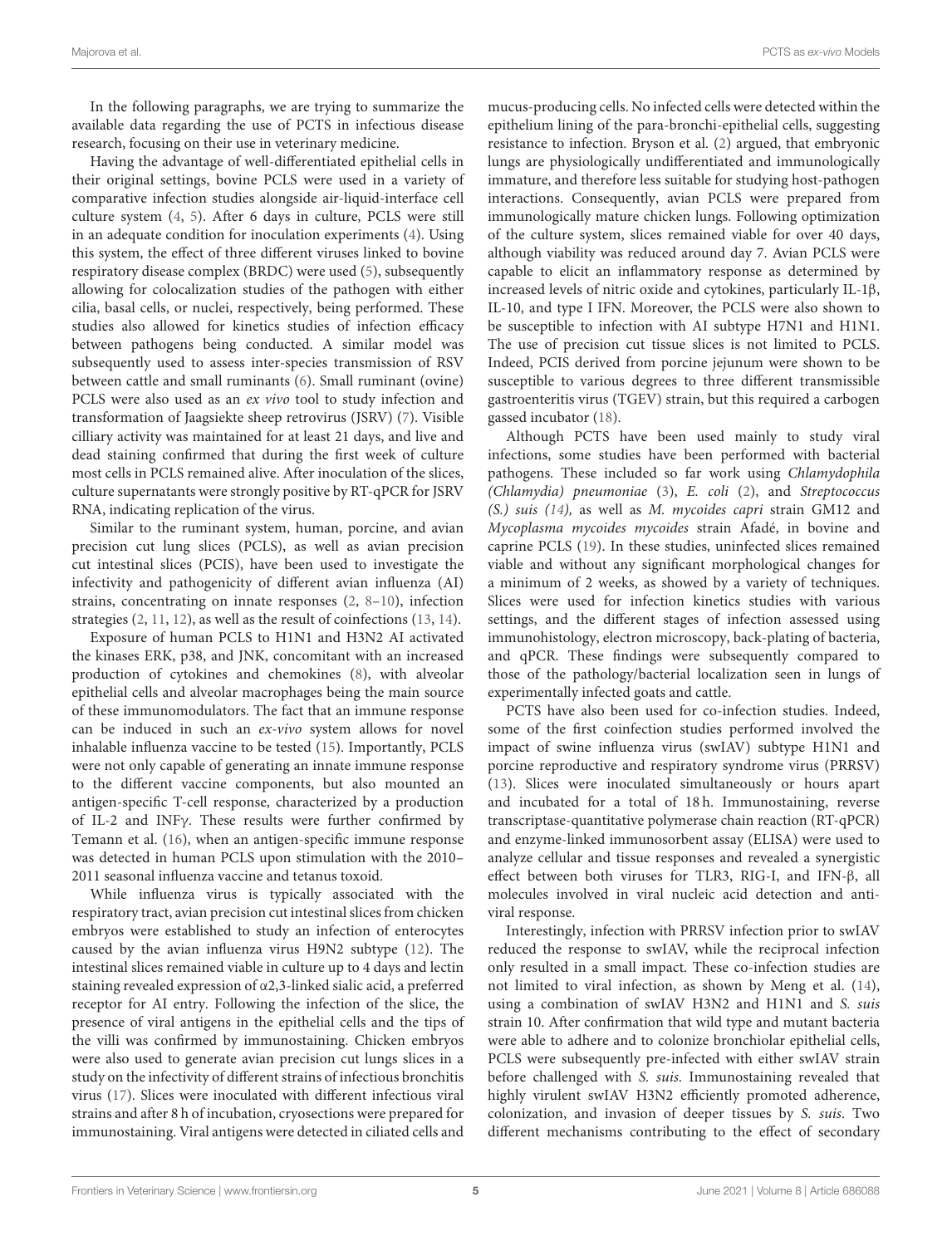In the following paragraphs, we are trying to summarize the available data regarding the use of PCTS in infectious disease research, focusing on their use in veterinary medicine.

Having the advantage of well-differentiated epithelial cells in their original settings, bovine PCLS were used in a variety of comparative infection studies alongside air-liquid-interface cell culture system (4, 5). After 6 days in culture, PCLS were still in an adequate condition for inoculation experiments (4). Using this system, the effect of three different viruses linked to bovine respiratory disease complex (BRDC) were used (5), subsequently allowing for colocalization studies of the pathogen with either cilia, basal cells, or nuclei, respectively, being performed. These studies also allowed for kinetics studies of infection efficacy between pathogens being conducted. A similar model was subsequently used to assess inter-species transmission of RSV between cattle and small ruminants (6). Small ruminant (ovine) PCLS were also used as an *ex vivo* tool to study infection and transformation of Jaagsiekte sheep retrovirus (JSRV) (7). Visible cilliary activity was maintained for at least 21 days, and live and dead staining confirmed that during the first week of culture most cells in PCLS remained alive. After inoculation of the slices, culture supernatants were strongly positive by RT-qPCR for JSRV RNA, indicating replication of the virus.

Similar to the ruminant system, human, porcine, and avian precision cut lung slices (PCLS), as well as avian precision cut intestinal slices (PCIS), have been used to investigate the infectivity and pathogenicity of different avian influenza (AI) strains, concentrating on innate responses (2, 8–10), infection strategies (2, 11, 12), as well as the result of coinfections (13, 14).

Exposure of human PCLS to H1N1 and H3N2 AI activated the kinases ERK, p38, and JNK, concomitant with an increased production of cytokines and chemokines (8), with alveolar epithelial cells and alveolar macrophages being the main source of these immunomodulators. The fact that an immune response can be induced in such an *ex-vivo* system allows for novel inhalable influenza vaccine to be tested (15). Importantly, PCLS were not only capable of generating an innate immune response to the different vaccine components, but also mounted an antigen-specific T-cell response, characterized by a production of IL-2 and INFγ. These results were further confirmed by Temann et al. (16), when an antigen-specific immune response was detected in human PCLS upon stimulation with the 2010–2011 seasonal influenza vaccine and tetanus toxoid.

While influenza virus is typically associated with the respiratory tract, avian precision cut intestinal slices from chicken embryos were established to study an infection of enterocytes caused by the avian influenza virus H9N2 subtype (12). The intestinal slices remained viable in culture up to 4 days and lectin staining revealed expression of α2,3-linked sialic acid, a preferred receptor for AI entry. Following the infection of the slice, the presence of viral antigens in the epithelial cells and the tips of the villi was confirmed by immunostaining. Chicken embryos were also used to generate avian precision cut lungs slices in a study on the infectivity of different strains of infectious bronchitis virus (17). Slices were inoculated with different infectious viral strains and after 8 h of incubation, cryosections were prepared for immunostaining. Viral antigens were detected in ciliated cells and mucus-producing cells. No infected cells were detected within the epithelium lining of the para-bronchi-epithelial cells, suggesting resistance to infection. Bryson et al. (2) argued, that embryonic lungs are physiologically undifferentiated and immunologically immature, and therefore less suitable for studying host-pathogen interactions. Consequently, avian PCLS were prepared from immunologically mature chicken lungs. Following optimization of the culture system, slices remained viable for over 40 days, although viability was reduced around day 7. Avian PCLS were capable to elicit an inflammatory response as determined by increased levels of nitric oxide and cytokines, particularly IL-1β, IL-10, and type I IFN. Moreover, the PCLS were also shown to be susceptible to infection with AI subtype H7N1 and H1N1. The use of precision cut tissue slices is not limited to PCLS. Indeed, PCIS derived from porcine jejunum were shown to be susceptible to various degrees to three different transmissible gastroenteritis virus (TGEV) strain, but this required a carbogen gassed incubator (18).

Although PCTS have been used mainly to study viral infections, some studies have been performed with bacterial pathogens. These included so far work using *Chlamydophila (Chlamydia) pneumoniae* (3), *E. coli* (2), and *Streptococcus (S.) suis (14),* as well as *M. mycoides capri* strain GM12 and *Mycoplasma mycoides mycoides* strain Afadé, in bovine and caprine PCLS (19). In these studies, uninfected slices remained viable and without any significant morphological changes for a minimum of 2 weeks, as showed by a variety of techniques. Slices were used for infection kinetics studies with various settings, and the different stages of infection assessed using immunohistology, electron microscopy, back-plating of bacteria, and qPCR. These findings were subsequently compared to those of the pathology/bacterial localization seen in lungs of experimentally infected goats and cattle.

PCTS have also been used for co-infection studies. Indeed, some of the first coinfection studies performed involved the impact of swine influenza virus (swIAV) subtype H1N1 and porcine reproductive and respiratory syndrome virus (PRRSV) (13). Slices were inoculated simultaneously or hours apart and incubated for a total of 18 h. Immunostaining, reverse transcriptase-quantitative polymerase chain reaction (RT-qPCR) and enzyme-linked immunosorbent assay (ELISA) were used to analyze cellular and tissue responses and revealed a synergistic effect between both viruses for TLR3, RIG-I, and IFN-β, all molecules involved in viral nucleic acid detection and anti-viral response.

Interestingly, infection with PRRSV infection prior to swIAV reduced the response to swIAV, while the reciprocal infection only resulted in a small impact. These co-infection studies are not limited to viral infection, as shown by Meng et al. (14), using a combination of swIAV H3N2 and H1N1 and *S. suis* strain 10. After confirmation that wild type and mutant bacteria were able to adhere and to colonize bronchiolar epithelial cells, PCLS were subsequently pre-infected with either swIAV strain before challenged with *S. suis*. Immunostaining revealed that highly virulent swIAV H3N2 efficiently promoted adherence, colonization, and invasion of deeper tissues by *S. suis*. Two different mechanisms contributing to the effect of secondary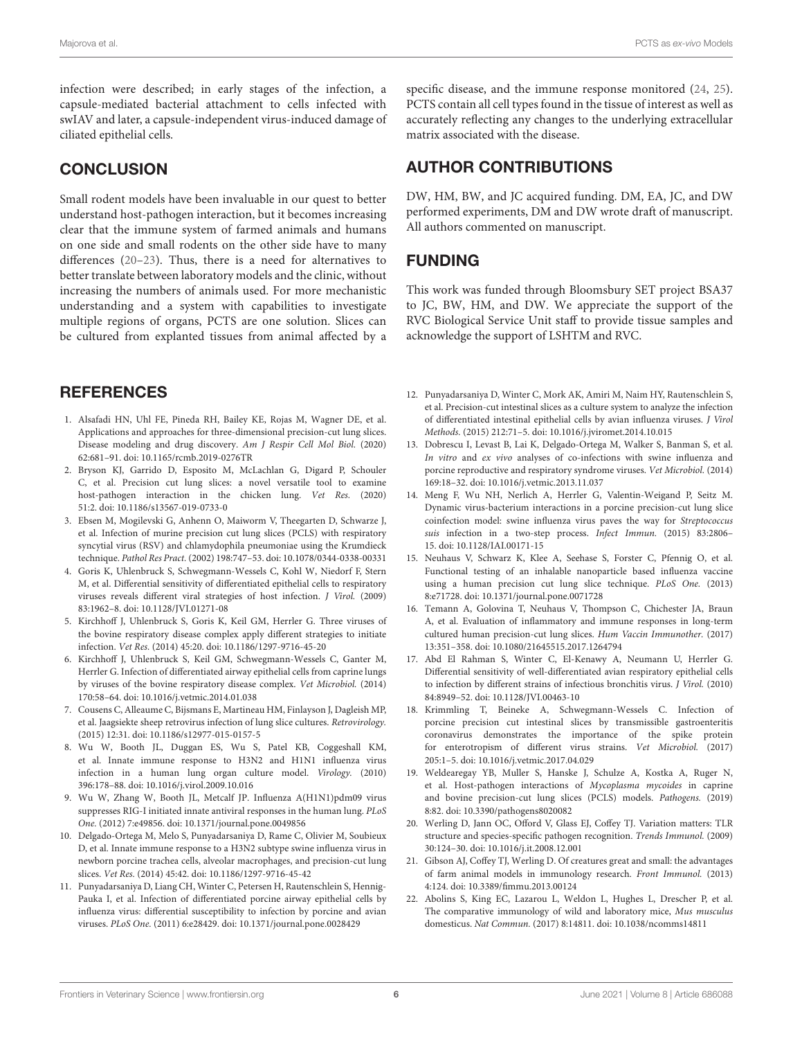infection were described; in early stages of the infection, a capsule-mediated bacterial attachment to cells infected with swIAV and later, a capsule-independent virus-induced damage of ciliated epithelial cells.

## CONCLUSION

Small rodent models have been invaluable in our quest to better understand host-pathogen interaction, but it becomes increasing clear that the immune system of farmed animals and humans on one side and small rodents on the other side have to many differences (20–23). Thus, there is a need for alternatives to better translate between laboratory models and the clinic, without increasing the numbers of animals used. For more mechanistic understanding and a system with capabilities to investigate multiple regions of organs, PCTS are one solution. Slices can be cultured from explanted tissues from animal affected by a specific disease, and the immune response monitored (24, 25). PCTS contain all cell types found in the tissue of interest as well as accurately reflecting any changes to the underlying extracellular matrix associated with the disease.

## AUTHOR CONTRIBUTIONS

DW, HM, BW, and JC acquired funding. DM, EA, JC, and DW performed experiments, DM and DW wrote draft of manuscript. All authors commented on manuscript.

## FUNDING

This work was funded through Bloomsbury SET project BSA37 to JC, BW, HM, and DW. We appreciate the support of the RVC Biological Service Unit staff to provide tissue samples and acknowledge the support of LSHTM and RVC.

## REFERENCES

1. Alsafadi HN, Uhl FE, Pineda RH, Bailey KE, Rojas M, Wagner DE, et al. Applications and approaches for three-dimensional precision-cut lung slices. Disease modeling and drug discovery. *Am J Respir Cell Mol Biol.* (2020) 62:681–91. doi: 10.1165/rcmb.2019-0276TR
2. Bryson KJ, Garrido D, Esposito M, McLachlan G, Digard P, Schouler C, et al. Precision cut lung slices: a novel versatile tool to examine host-pathogen interaction in the chicken lung. *Vet Res.* (2020) 51:2. doi: 10.1186/s13567-019-0733-0
3. Ebsen M, Mogilevski G, Anhenn O, Maiworm V, Theegarten D, Schwarze J, et al. Infection of murine precision cut lung slices (PCLS) with respiratory syncytial virus (RSV) and chlamydophila pneumoniae using the Krumdieck technique. *Pathol Res Pract.* (2002) 198:747–53. doi: 10.1078/0344-0338-00331
4. Goris K, Uhlenbruck S, Schwegmann-Wessels C, Kohl W, Niedorf F, Stern M, et al. Differential sensitivity of differentiated epithelial cells to respiratory viruses reveals different viral strategies of host infection. *J Virol.* (2009) 83:1962–8. doi: 10.1128/JVI.01271-08
5. Kirchhoff J, Uhlenbruck S, Goris K, Keil GM, Herrler G. Three viruses of the bovine respiratory disease complex apply different strategies to initiate infection. *Vet Res.* (2014) 45:20. doi: 10.1186/1297-9716-45-20
6. Kirchhoff J, Uhlenbruck S, Keil GM, Schwegmann-Wessels C, Ganter M, Herrler G. Infection of differentiated airway epithelial cells from caprine lungs by viruses of the bovine respiratory disease complex. *Vet Microbiol.* (2014) 170:58–64. doi: 10.1016/j.vetmic.2014.01.038
7. Cousens C, Alleaume C, Bijsmans E, Martineau HM, Finlayson J, Dagleish MP, et al. Jaagsiekte sheep retrovirus infection of lung slice cultures. *Retrovirology.* (2015) 12:31. doi: 10.1186/s12977-015-0157-5
8. Wu W, Booth JL, Duggan ES, Wu S, Patel KB, Coggeshall KM, et al. Innate immune response to H3N2 and H1N1 influenza virus infection in a human lung organ culture model. *Virology.* (2010) 396:178–88. doi: 10.1016/j.virol.2009.10.016
9. Wu W, Zhang W, Booth JL, Metcalf JP. Influenza A(H1N1)pdm09 virus suppresses RIG-I initiated innate antiviral responses in the human lung. *PLoS One.* (2012) 7:e49856. doi: 10.1371/journal.pone.0049856
10. Delgado-Ortega M, Melo S, Punyadarsaniya D, Rame C, Olivier M, Soubieux D, et al. Innate immune response to a H3N2 subtype swine influenza virus in newborn porcine trachea cells, alveolar macrophages, and precision-cut lung slices. *Vet Res.* (2014) 45:42. doi: 10.1186/1297-9716-45-42
11. Punyadarsaniya D, Liang CH, Winter C, Petersen H, Rautenschlein S, Hennig-Pauka I, et al. Infection of differentiated porcine airway epithelial cells by influenza virus: differential susceptibility to infection by porcine and avian viruses. *PLoS One.* (2011) 6:e28429. doi: 10.1371/journal.pone.0028429
12. Punyadarsaniya D, Winter C, Mork AK, Amiri M, Naim HY, Rautenschlein S, et al. Precision-cut intestinal slices as a culture system to analyze the infection of differentiated intestinal epithelial cells by avian influenza viruses. *J Virol Methods.* (2015) 212:71–5. doi: 10.1016/j.jviromet.2014.10.015
13. Dobrescu I, Levast B, Lai K, Delgado-Ortega M, Walker S, Banman S, et al. *In vitro* and *ex vivo* analyses of co-infections with swine influenza and porcine reproductive and respiratory syndrome viruses. *Vet Microbiol.* (2014) 169:18–32. doi: 10.1016/j.vetmic.2013.11.037
14. Meng F, Wu NH, Nerlich A, Herrler G, Valentin-Weigand P, Seitz M. Dynamic virus-bacterium interactions in a porcine precision-cut lung slice coinfection model: swine influenza virus paves the way for *Streptococcus suis* infection in a two-step process. *Infect Immun.* (2015) 83:2806–15. doi: 10.1128/IAI.00171-15
15. Neuhaus V, Schwarz K, Klee A, Seehase S, Forster C, Pfennig O, et al. Functional testing of an inhalable nanoparticle based influenza vaccine using a human precision cut lung slice technique. *PLoS One.* (2013) 8:e71728. doi: 10.1371/journal.pone.0071728
16. Temann A, Golovina T, Neuhaus V, Thompson C, Chichester JA, Braun A, et al. Evaluation of inflammatory and immune responses in long-term cultured human precision-cut lung slices. *Hum Vaccin Immunother.* (2017) 13:351–358. doi: 10.1080/21645515.2017.1264794
17. Abd El Rahman S, Winter C, El-Kenawy A, Neumann U, Herrler G. Differential sensitivity of well-differentiated avian respiratory epithelial cells to infection by different strains of infectious bronchitis virus. *J Virol.* (2010) 84:8949–52. doi: 10.1128/JVI.00463-10
18. Krimmling T, Beineke A, Schwegmann-Wessels C. Infection of porcine precision cut intestinal slices by transmissible gastroenteritis coronavirus demonstrates the importance of the spike protein for enterotropism of different virus strains. *Vet Microbiol.* (2017) 205:1–5. doi: 10.1016/j.vetmic.2017.04.029
19. Weldearegay YB, Muller S, Hanske J, Schulze A, Kostka A, Ruger N, et al. Host-pathogen interactions of *Mycoplasma mycoides* in caprine and bovine precision-cut lung slices (PCLS) models. *Pathogens.* (2019) 8:82. doi: 10.3390/pathogens8020082
20. Werling D, Jann OC, Offord V, Glass EJ, Coffey TJ. Variation matters: TLR structure and species-specific pathogen recognition. *Trends Immunol.* (2009) 30:124–30. doi: 10.1016/j.it.2008.12.001
21. Gibson AJ, Coffey TJ, Werling D. Of creatures great and small: the advantages of farm animal models in immunology research. *Front Immunol.* (2013) 4:124. doi: 10.3389/fimmu.2013.00124
22. Abolins S, King EC, Lazarou L, Weldon L, Hughes L, Drescher P, et al. The comparative immunology of wild and laboratory mice, *Mus musculus* domesticus. *Nat Commun.* (2017) 8:14811. doi: 10.1038/ncomms14811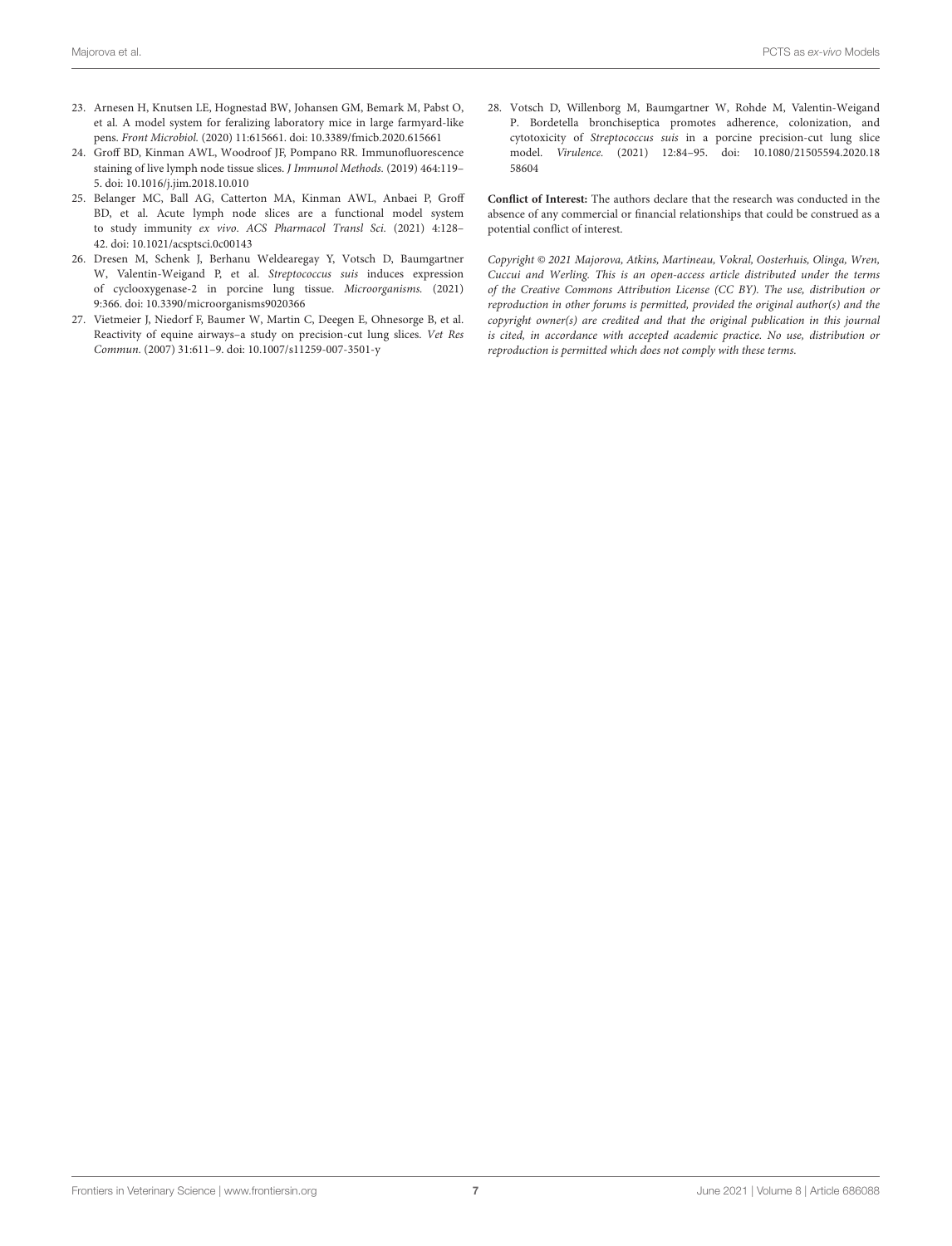23. Arnesen H, Knutsen LE, Hognestad BW, Johansen GM, Bemark M, Pabst O, et al. A model system for feralizing laboratory mice in large farmyard-like pens. *Front Microbiol.* (2020) 11:615661. doi: 10.3389/fmicb.2020.615661
24. Groff BD, Kinman AWL, Woodroof JF, Pompano RR. Immunofluorescence staining of live lymph node tissue slices. *J Immunol Methods.* (2019) 464:119–5. doi: 10.1016/j.jim.2018.10.010
25. Belanger MC, Ball AG, Catterton MA, Kinman AWL, Anbaei P, Groff BD, et al. Acute lymph node slices are a functional model system to study immunity *ex vivo*. *ACS Pharmacol Transl Sci.* (2021) 4:128–42. doi: 10.1021/acsptsci.0c00143
26. Dresen M, Schenk J, Berhanu Weldearegay Y, Votsch D, Baumgartner W, Valentin-Weigand P, et al. *Streptococcus suis* induces expression of cyclooxygenase-2 in porcine lung tissue. *Microorganisms.* (2021) 9:366. doi: 10.3390/microorganisms9020366
27. Vietmeier J, Niedorf F, Baumer W, Martin C, Deegen E, Ohnesorge B, et al. Reactivity of equine airways–a study on precision-cut lung slices. *Vet Res Commun.* (2007) 31:611–9. doi: 10.1007/s11259-007-3501-y
28. Votsch D, Willenborg M, Baumgartner W, Rohde M, Valentin-Weigand P. Bordetella bronchiseptica promotes adherence, colonization, and cytotoxicity of *Streptococcus suis* in a porcine precision-cut lung slice model. *Virulence.* (2021) 12:84–95. doi: 10.1080/21505594.2020.1858604

**Conflict of Interest:** The authors declare that the research was conducted in the absence of any commercial or financial relationships that could be construed as a potential conflict of interest.

*Copyright © 2021 Majorova, Atkins, Martineau, Vokral, Oosterhuis, Olinga, Wren, Cuccui and Werling. This is an open-access article distributed under the terms of the Creative Commons Attribution License (CC BY). The use, distribution or reproduction in other forums is permitted, provided the original author(s) and the copyright owner(s) are credited and that the original publication in this journal is cited, in accordance with accepted academic practice. No use, distribution or reproduction is permitted which does not comply with these terms.*